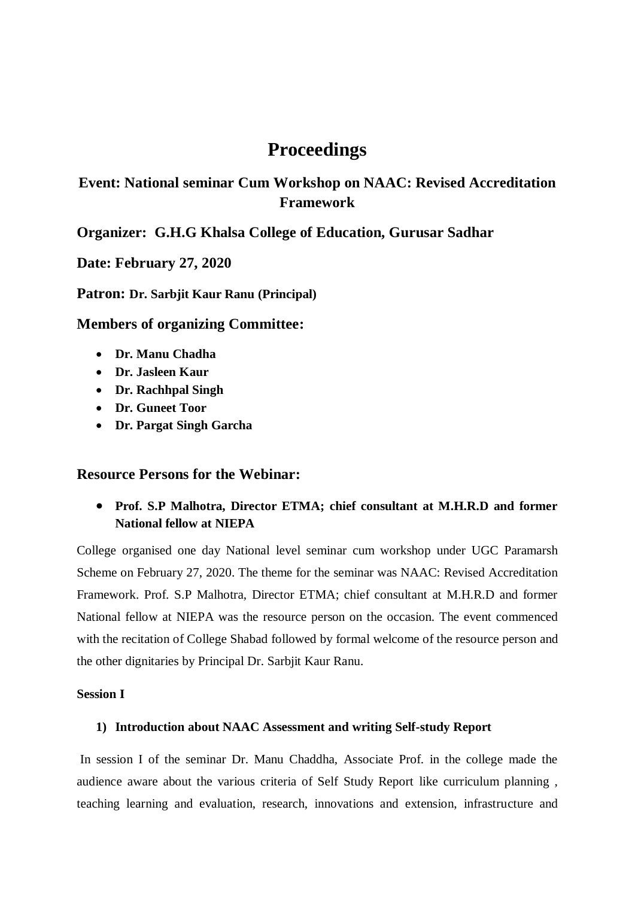# Proceedings

## Event: National seminar Cum Workshop on NAAC: Revised Accreditation Framework

### Organizer: G.H.G Khalsa College of Education, Gurusar Sadhar

### Date: February 27, 2020

### Patron: Dr. Sarbjit Kaur Ranu (Principal)

### Members of organizing Committee:

- **Dr. Manu Chadha**
- **Dr. Jasleen Kaur**
- **Dr. Rachhpal Singh**
- **Dr. Guneet Toor**
- **Dr. Pargat Singh Garcha**

### Resource Persons for the Webinar:

- **Prof. S.P Malhotra, Director ETMA; chief consultant at M.H.R.D and former National fellow at NIEPA**

College organised one day National level seminar cum workshop under UGC Paramarsh Scheme on February 27, 2020. The theme for the seminar was NAAC: Revised Accreditation Framework. Prof. S.P Malhotra, Director ETMA; chief consultant at M.H.R.D and former National fellow at NIEPA was the resource person on the occasion. The event commenced with the recitation of College Shabad followed by formal welcome of the resource person and the other dignitaries by Principal Dr. Sarbjit Kaur Ranu.

**Session I**

1) **Introduction about NAAC Assessment and writing Self-study Report**

In session I of the seminar Dr. Manu Chaddha, Associate Prof. in the college made the audience aware about the various criteria of Self Study Report like curriculum planning , teaching learning and evaluation, research, innovations and extension, infrastructure and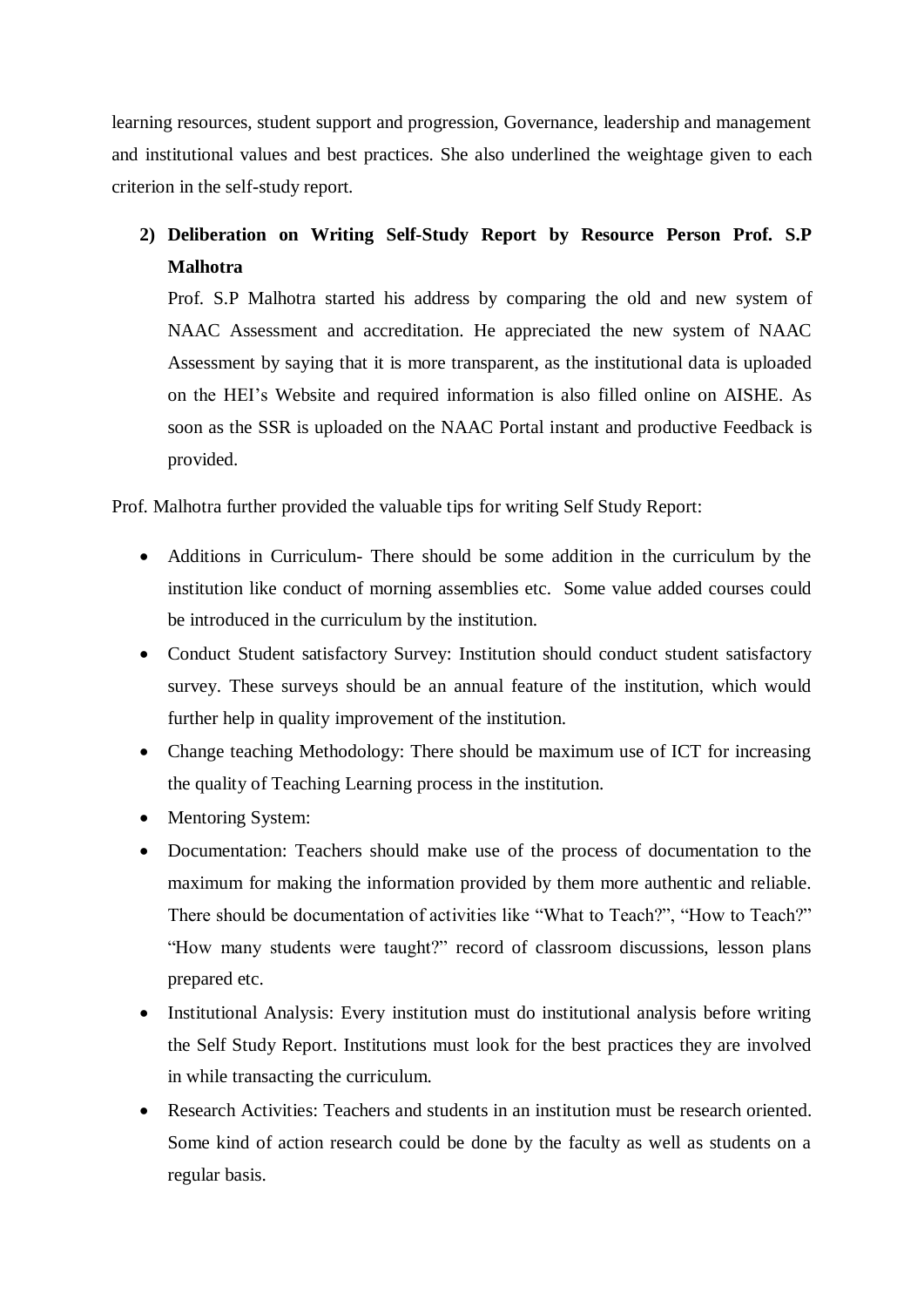learning resources, student support and progression, Governance, leadership and management and institutional values and best practices. She also underlined the weightage given to each criterion in the self-study report.

2) **Deliberation on Writing Self-Study Report by Resource Person Prof. S.P Malhotra**

   Prof. S.P Malhotra started his address by comparing the old and new system of NAAC Assessment and accreditation. He appreciated the new system of NAAC Assessment by saying that it is more transparent, as the institutional data is uploaded on the HEI's Website and required information is also filled online on AISHE. As soon as the SSR is uploaded on the NAAC Portal instant and productive Feedback is provided.

Prof. Malhotra further provided the valuable tips for writing Self Study Report:

- Additions in Curriculum- There should be some addition in the curriculum by the institution like conduct of morning assemblies etc. Some value added courses could be introduced in the curriculum by the institution.
- Conduct Student satisfactory Survey: Institution should conduct student satisfactory survey. These surveys should be an annual feature of the institution, which would further help in quality improvement of the institution.
- Change teaching Methodology: There should be maximum use of ICT for increasing the quality of Teaching Learning process in the institution.
- Mentoring System:
- Documentation: Teachers should make use of the process of documentation to the maximum for making the information provided by them more authentic and reliable. There should be documentation of activities like "What to Teach?", "How to Teach?" "How many students were taught?" record of classroom discussions, lesson plans prepared etc.
- Institutional Analysis: Every institution must do institutional analysis before writing the Self Study Report. Institutions must look for the best practices they are involved in while transacting the curriculum.
- Research Activities: Teachers and students in an institution must be research oriented. Some kind of action research could be done by the faculty as well as students on a regular basis.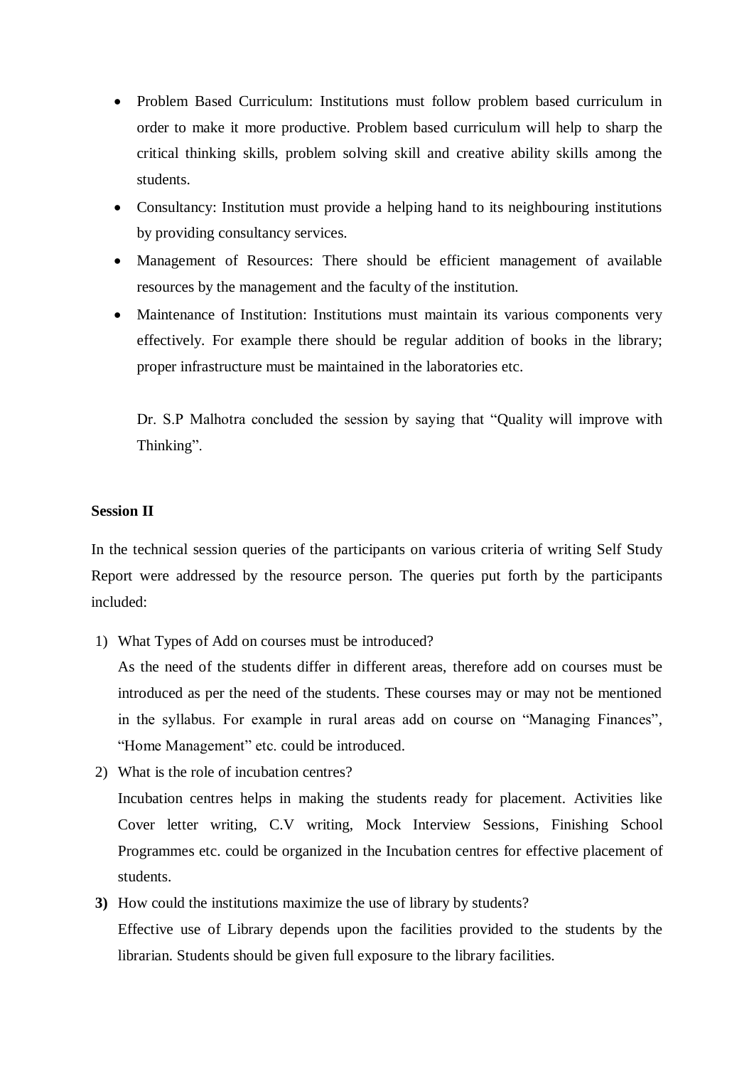- Problem Based Curriculum: Institutions must follow problem based curriculum in order to make it more productive. Problem based curriculum will help to sharp the critical thinking skills, problem solving skill and creative ability skills among the students.
- Consultancy: Institution must provide a helping hand to its neighbouring institutions by providing consultancy services.
- Management of Resources: There should be efficient management of available resources by the management and the faculty of the institution.
- Maintenance of Institution: Institutions must maintain its various components very effectively. For example there should be regular addition of books in the library; proper infrastructure must be maintained in the laboratories etc.

  Dr. S.P Malhotra concluded the session by saying that "Quality will improve with Thinking".

**Session II**

In the technical session queries of the participants on various criteria of writing Self Study Report were addressed by the resource person. The queries put forth by the participants included:

1) What Types of Add on courses must be introduced?
   As the need of the students differ in different areas, therefore add on courses must be introduced as per the need of the students. These courses may or may not be mentioned in the syllabus. For example in rural areas add on course on "Managing Finances", "Home Management" etc. could be introduced.
2) What is the role of incubation centres?
   Incubation centres helps in making the students ready for placement. Activities like Cover letter writing, C.V writing, Mock Interview Sessions, Finishing School Programmes etc. could be organized in the Incubation centres for effective placement of students.
3) How could the institutions maximize the use of library by students?
   Effective use of Library depends upon the facilities provided to the students by the librarian. Students should be given full exposure to the library facilities.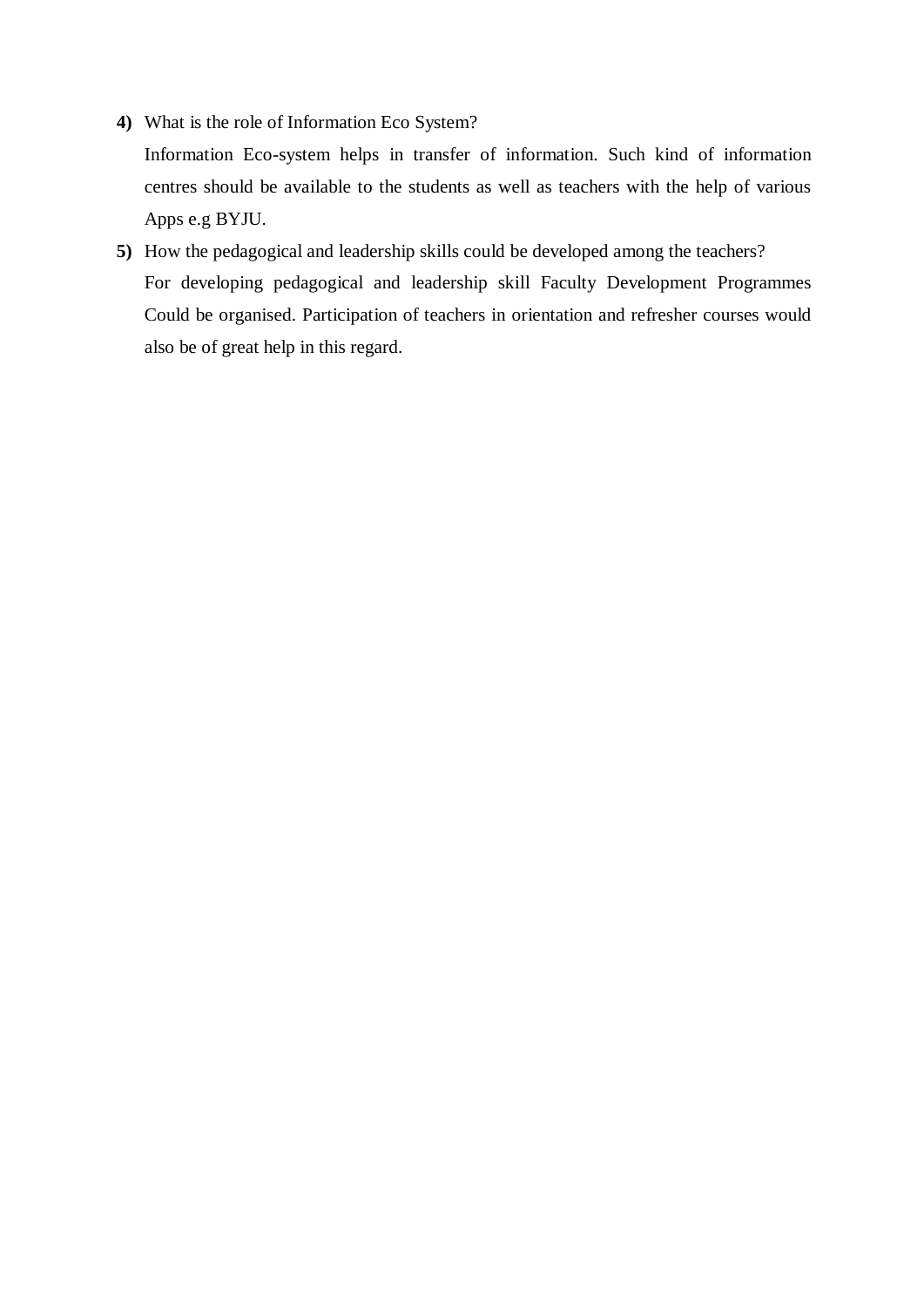**4)** What is the role of Information Eco System?

Information Eco-system helps in transfer of information. Such kind of information centres should be available to the students as well as teachers with the help of various Apps e.g BYJU.

**5)** How the pedagogical and leadership skills could be developed among the teachers?

For developing pedagogical and leadership skill Faculty Development Programmes Could be organised. Participation of teachers in orientation and refresher courses would also be of great help in this regard.